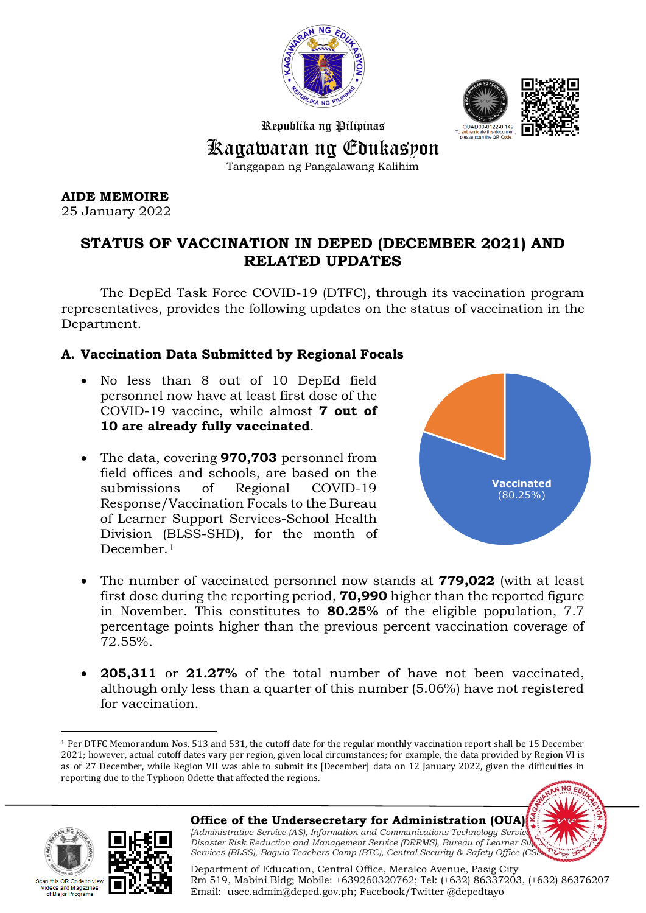Republika ng Pilipinas

# Kagawaran ng Edukasyon

Tanggapan ng Pangalawang Kalihim

OUAD00-0122-0 149
To authenticate this document, please scan the QR Code.

**AIDE MEMOIRE**
25 January 2022

## STATUS OF VACCINATION IN DEPED (DECEMBER 2021) AND RELATED UPDATES

The DepEd Task Force COVID-19 (DTFC), through its vaccination program representatives, provides the following updates on the status of vaccination in the Department.

### A. Vaccination Data Submitted by Regional Focals

- No less than 8 out of 10 DepEd field personnel now have at least first dose of the COVID-19 vaccine, while almost **7 out of 10 are already fully vaccinated**.

- The data, covering **970,703** personnel from field offices and schools, are based on the submissions of Regional COVID-19 Response/Vaccination Focals to the Bureau of Learner Support Services-School Health Division (BLSS-SHD), for the month of December.[1]

**Vaccinated** (80.25%)

- The number of vaccinated personnel now stands at **779,022** (with at least first dose during the reporting period, **70,990** higher than the reported figure in November. This constitutes to **80.25%** of the eligible population, 7.7 percentage points higher than the previous percent vaccination coverage of 72.55%.

- **205,311** or **21.27%** of the total number of have not been vaccinated, although only less than a quarter of this number (5.06%) have not registered for vaccination.

---

[1] Per DTFC Memorandum Nos. 513 and 531, the cutoff date for the regular monthly vaccination report shall be 15 December 2021; however, actual cutoff dates vary per region, given local circumstances; for example, the data provided by Region VI is as of 27 December, while Region VII was able to submit its [December] data on 12 January 2022, given the difficulties in reporting due to the Typhoon Odette that affected the regions.

**Office of the Undersecretary for Administration (OUA)**
*[Administrative Service (AS), Information and Communications Technology Service, Disaster Risk Reduction and Management Service (DRRMS), Bureau of Learner Support Services (BLSS), Baguio Teachers Camp (BTC), Central Security & Safety Office (CSSO)]*

Department of Education, Central Office, Meralco Avenue, Pasig City
Rm 519, Mabini Bldg; Mobile: +639260320762; Tel: (+632) 86337203, (+632) 86376207
Email: usec.admin@deped.gov.ph; Facebook/Twitter @depedtayo

Scan this QR Code to view Videos and Magazines of Major Programs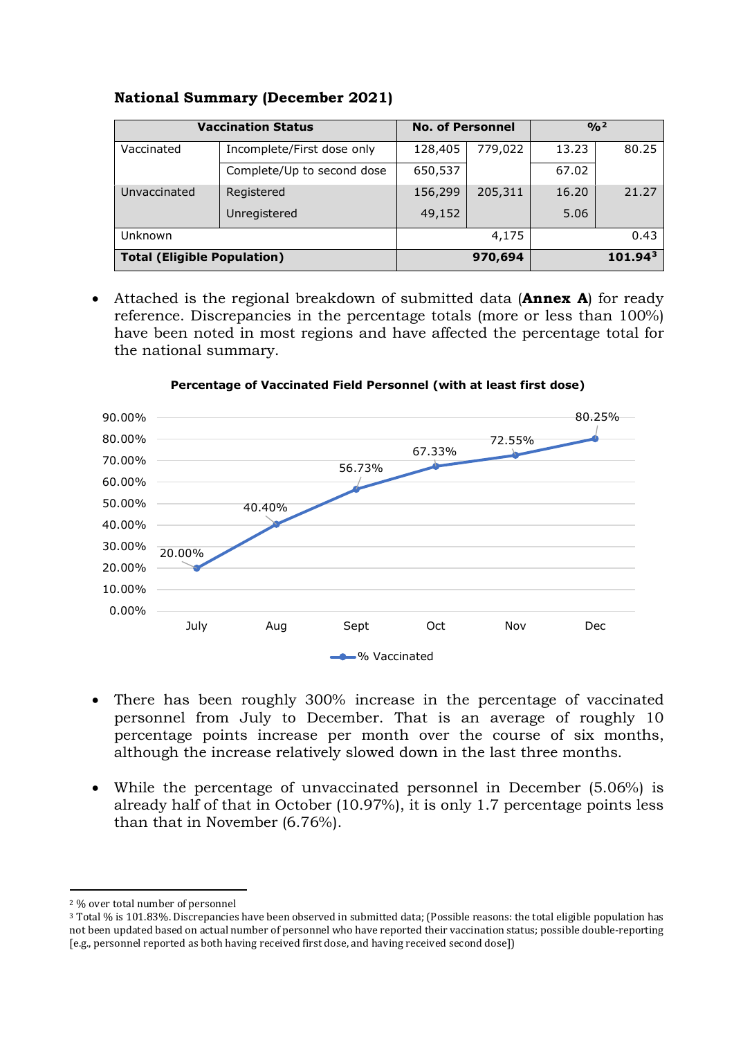**National Summary (December 2021)**

| Vaccination Status | | No. of Personnel | | %[2] | |
|---|---|---|---|---|---|
| Vaccinated | Incomplete/First dose only | 128,405 | 779,022 | 13.23 | 80.25 |
| | Complete/Up to second dose | 650,537 | | 67.02 | |
| Unvaccinated | Registered | 156,299 | 205,311 | 16.20 | 21.27 |
| | Unregistered | 49,152 | | 5.06 | |
| Unknown | | | 4,175 | | 0.43 |
| **Total (Eligible Population)** | | | **970,694** | | **101.94**[3] |

- Attached is the regional breakdown of submitted data (**Annex A**) for ready reference. Discrepancies in the percentage totals (more or less than 100%) have been noted in most regions and have affected the percentage total for the national summary.

**Percentage of Vaccinated Field Personnel (with at least first dose)**

| Month | % Vaccinated |
|---|---|
| July | 20.00% |
| Aug | 40.40% |
| Sept | 56.73% |
| Oct | 67.33% |
| Nov | 72.55% |
| Dec | 80.25% |

- There has been roughly 300% increase in the percentage of vaccinated personnel from July to December. That is an average of roughly 10 percentage points increase per month over the course of six months, although the increase relatively slowed down in the last three months.

- While the percentage of unvaccinated personnel in December (5.06%) is already half of that in October (10.97%), it is only 1.7 percentage points less than that in November (6.76%).

---

[2] % over total number of personnel

[3] Total % is 101.83%. Discrepancies have been observed in submitted data; (Possible reasons: the total eligible population has not been updated based on actual number of personnel who have reported their vaccination status; possible double-reporting [e.g., personnel reported as both having received first dose, and having received second dose])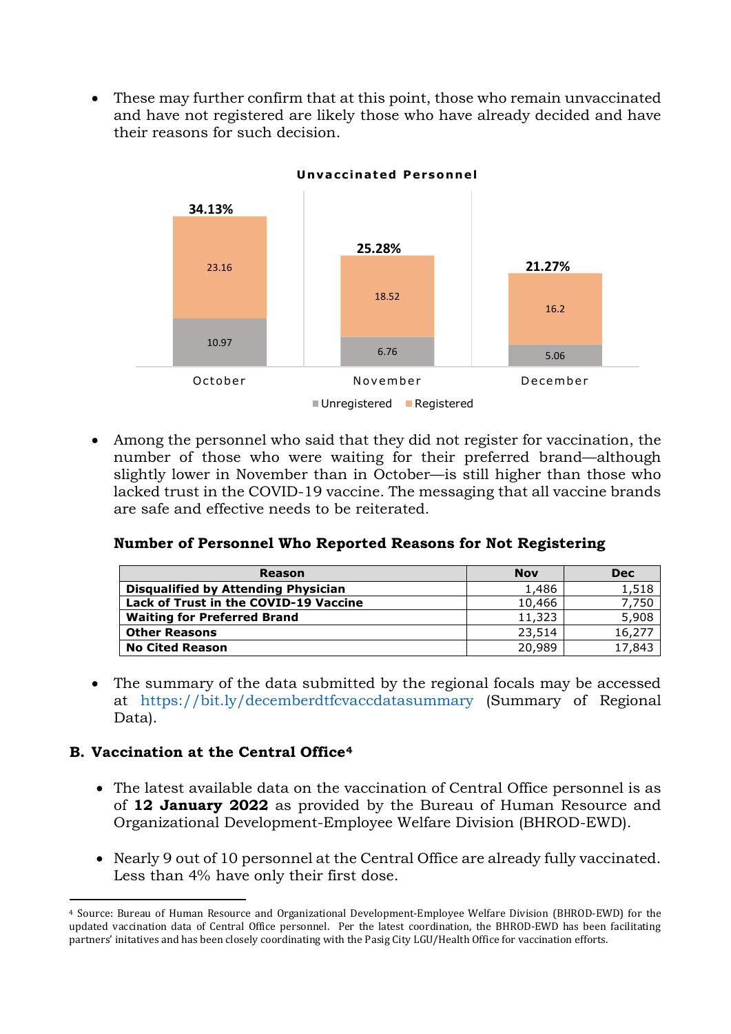- These may further confirm that at this point, those who remain unvaccinated and have not registered are likely those who have already decided and have their reasons for such decision.

**Unvaccinated Personnel**

| | October | November | December |
|---|---|---|---|
| Registered | 23.16 | 18.52 | 16.2 |
| Unregistered | 10.97 | 6.76 | 5.06 |
| Total | 34.13% | 25.28% | 21.27% |

- Among the personnel who said that they did not register for vaccination, the number of those who were waiting for their preferred brand—although slightly lower in November than in October—is still higher than those who lacked trust in the COVID-19 vaccine. The messaging that all vaccine brands are safe and effective needs to be reiterated.

**Number of Personnel Who Reported Reasons for Not Registering**

| Reason | Nov | Dec |
|---|---|---|
| **Disqualified by Attending Physician** | 1,486 | 1,518 |
| **Lack of Trust in the COVID-19 Vaccine** | 10,466 | 7,750 |
| **Waiting for Preferred Brand** | 11,323 | 5,908 |
| **Other Reasons** | 23,514 | 16,277 |
| **No Cited Reason** | 20,989 | 17,843 |

- The summary of the data submitted by the regional focals may be accessed at https://bit.ly/decemberdtfcvaccdatasummary (Summary of Regional Data).

## B. Vaccination at the Central Office[4]

- The latest available data on the vaccination of Central Office personnel is as of **12 January 2022** as provided by the Bureau of Human Resource and Organizational Development-Employee Welfare Division (BHROD-EWD).

- Nearly 9 out of 10 personnel at the Central Office are already fully vaccinated. Less than 4% have only their first dose.

[4] Source: Bureau of Human Resource and Organizational Development-Employee Welfare Division (BHROD-EWD) for the updated vaccination data of Central Office personnel. Per the latest coordination, the BHROD-EWD has been facilitating partners' initatives and has been closely coordinating with the Pasig City LGU/Health Office for vaccination efforts.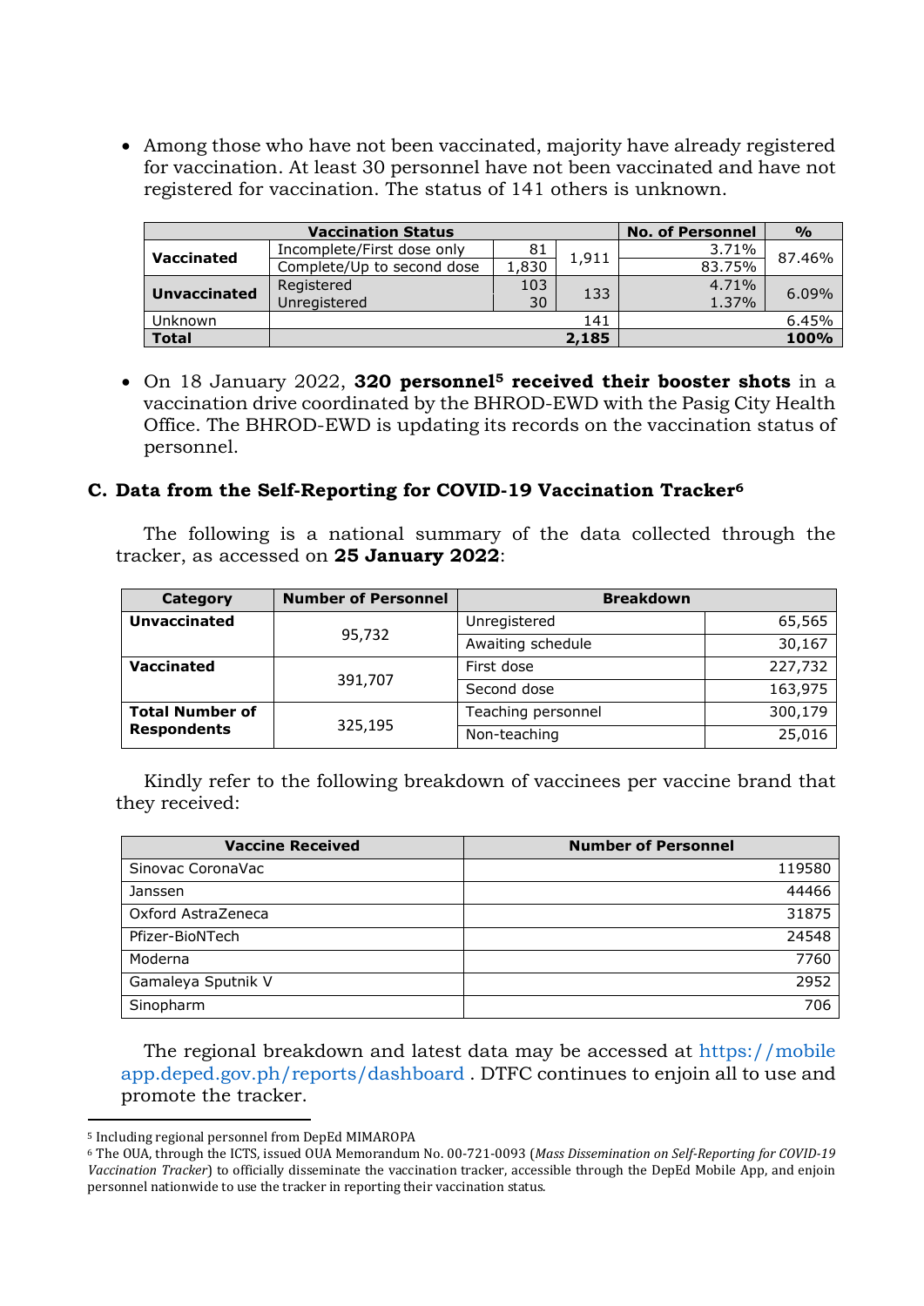- Among those who have not been vaccinated, majority have already registered for vaccination. At least 30 personnel have not been vaccinated and have not registered for vaccination. The status of 141 others is unknown.

| Vaccination Status | | | | No. of Personnel | % |
|---|---|---|---|---|---|
| **Vaccinated** | Incomplete/First dose only | 81 | 1,911 | 3.71% | 87.46% |
| | Complete/Up to second dose | 1,830 | | 83.75% | |
| **Unvaccinated** | Registered | 103 | 133 | 4.71% | 6.09% |
| | Unregistered | 30 | | 1.37% | |
| Unknown | | | 141 | | 6.45% |
| **Total** | | | **2,185** | | **100%** |

- On 18 January 2022, **320 personnel[5] received their booster shots** in a vaccination drive coordinated by the BHROD-EWD with the Pasig City Health Office. The BHROD-EWD is updating its records on the vaccination status of personnel.

### C. Data from the Self-Reporting for COVID-19 Vaccination Tracker[6]

The following is a national summary of the data collected through the tracker, as accessed on **25 January 2022**:

| Category | Number of Personnel | Breakdown | |
|---|---|---|---|
| **Unvaccinated** | 95,732 | Unregistered | 65,565 |
| | | Awaiting schedule | 30,167 |
| **Vaccinated** | 391,707 | First dose | 227,732 |
| | | Second dose | 163,975 |
| **Total Number of Respondents** | 325,195 | Teaching personnel | 300,179 |
| | | Non-teaching | 25,016 |

Kindly refer to the following breakdown of vaccinees per vaccine brand that they received:

| Vaccine Received | Number of Personnel |
|---|---|
| Sinovac CoronaVac | 119580 |
| Janssen | 44466 |
| Oxford AstraZeneca | 31875 |
| Pfizer-BioNTech | 24548 |
| Moderna | 7760 |
| Gamaleya Sputnik V | 2952 |
| Sinopharm | 706 |

The regional breakdown and latest data may be accessed at https://mobileapp.deped.gov.ph/reports/dashboard . DTFC continues to enjoin all to use and promote the tracker.

---

[5] Including regional personnel from DepEd MIMAROPA

[6] The OUA, through the ICTS, issued OUA Memorandum No. 00-721-0093 (*Mass Dissemination on Self-Reporting for COVID-19 Vaccination Tracker*) to officially disseminate the vaccination tracker, accessible through the DepEd Mobile App, and enjoin personnel nationwide to use the tracker in reporting their vaccination status.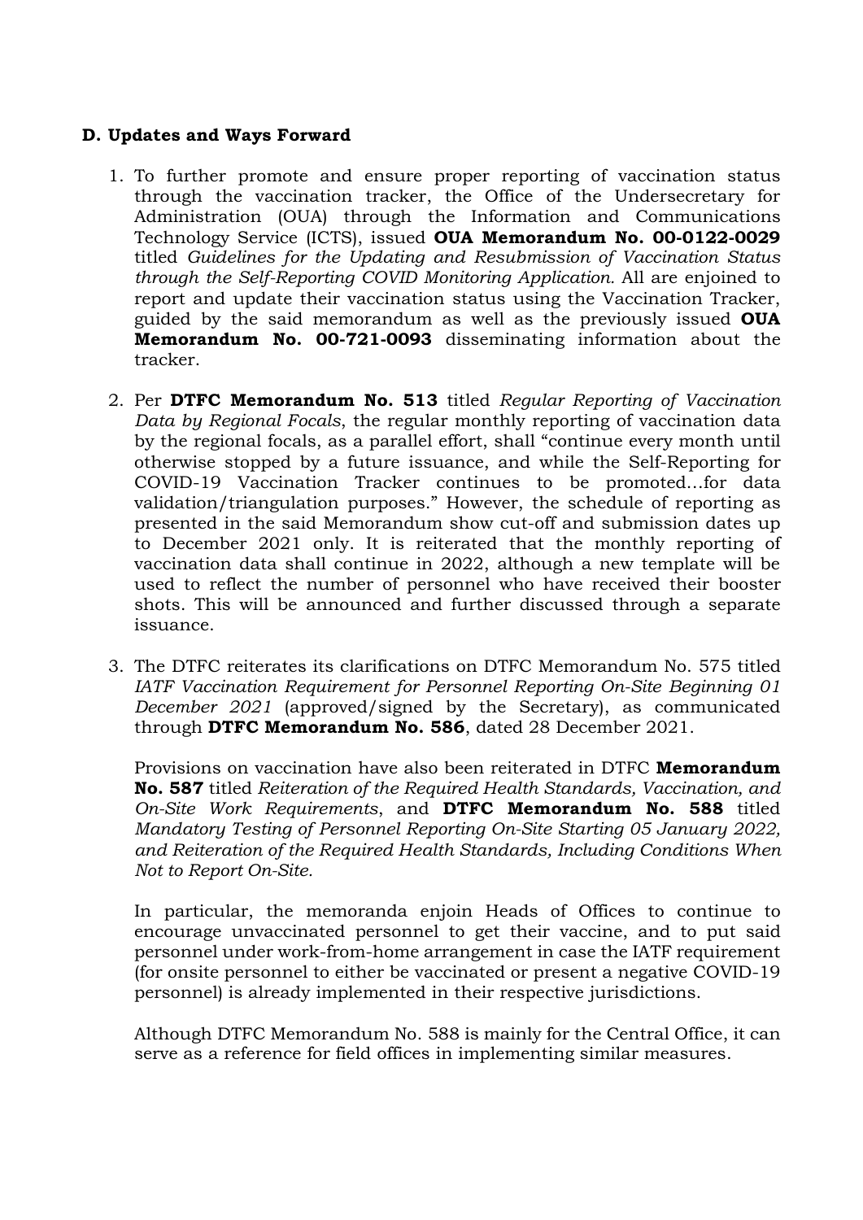### D. Updates and Ways Forward

1. To further promote and ensure proper reporting of vaccination status through the vaccination tracker, the Office of the Undersecretary for Administration (OUA) through the Information and Communications Technology Service (ICTS), issued **OUA Memorandum No. 00-0122-0029** titled *Guidelines for the Updating and Resubmission of Vaccination Status through the Self-Reporting COVID Monitoring Application.* All are enjoined to report and update their vaccination status using the Vaccination Tracker, guided by the said memorandum as well as the previously issued **OUA Memorandum No. 00-721-0093** disseminating information about the tracker.

2. Per **DTFC Memorandum No. 513** titled *Regular Reporting of Vaccination Data by Regional Focals*, the regular monthly reporting of vaccination data by the regional focals, as a parallel effort, shall "continue every month until otherwise stopped by a future issuance, and while the Self-Reporting for COVID-19 Vaccination Tracker continues to be promoted…for data validation/triangulation purposes." However, the schedule of reporting as presented in the said Memorandum show cut-off and submission dates up to December 2021 only. It is reiterated that the monthly reporting of vaccination data shall continue in 2022, although a new template will be used to reflect the number of personnel who have received their booster shots. This will be announced and further discussed through a separate issuance.

3. The DTFC reiterates its clarifications on DTFC Memorandum No. 575 titled *IATF Vaccination Requirement for Personnel Reporting On-Site Beginning 01 December 2021* (approved/signed by the Secretary), as communicated through **DTFC Memorandum No. 586**, dated 28 December 2021.

   Provisions on vaccination have also been reiterated in DTFC **Memorandum No. 587** titled *Reiteration of the Required Health Standards, Vaccination, and On-Site Work Requirements*, and **DTFC Memorandum No. 588** titled *Mandatory Testing of Personnel Reporting On-Site Starting 05 January 2022, and Reiteration of the Required Health Standards, Including Conditions When Not to Report On-Site.*

   In particular, the memoranda enjoin Heads of Offices to continue to encourage unvaccinated personnel to get their vaccine, and to put said personnel under work-from-home arrangement in case the IATF requirement (for onsite personnel to either be vaccinated or present a negative COVID-19 personnel) is already implemented in their respective jurisdictions.

   Although DTFC Memorandum No. 588 is mainly for the Central Office, it can serve as a reference for field offices in implementing similar measures.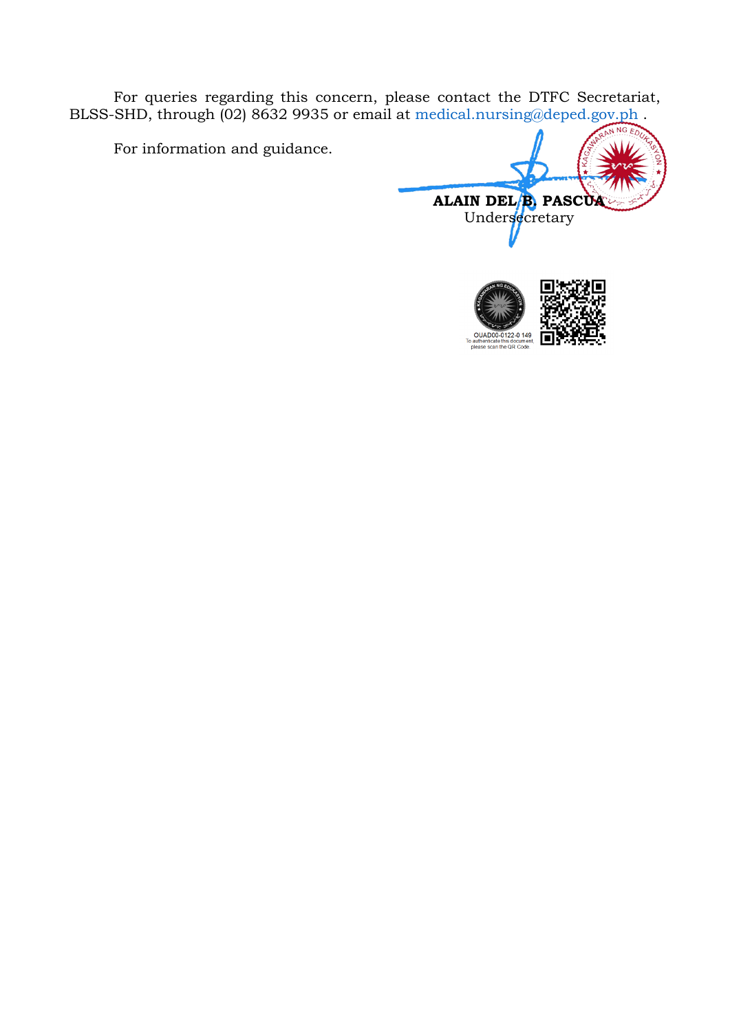For queries regarding this concern, please contact the DTFC Secretariat, BLSS-SHD, through (02) 8632 9935 or email at medical.nursing@deped.gov.ph .

For information and guidance.

**ALAIN DEL B. PASCUA**
Undersecretary

OUAD00-0122-0 149
To authenticate this document, please scan the QR Code.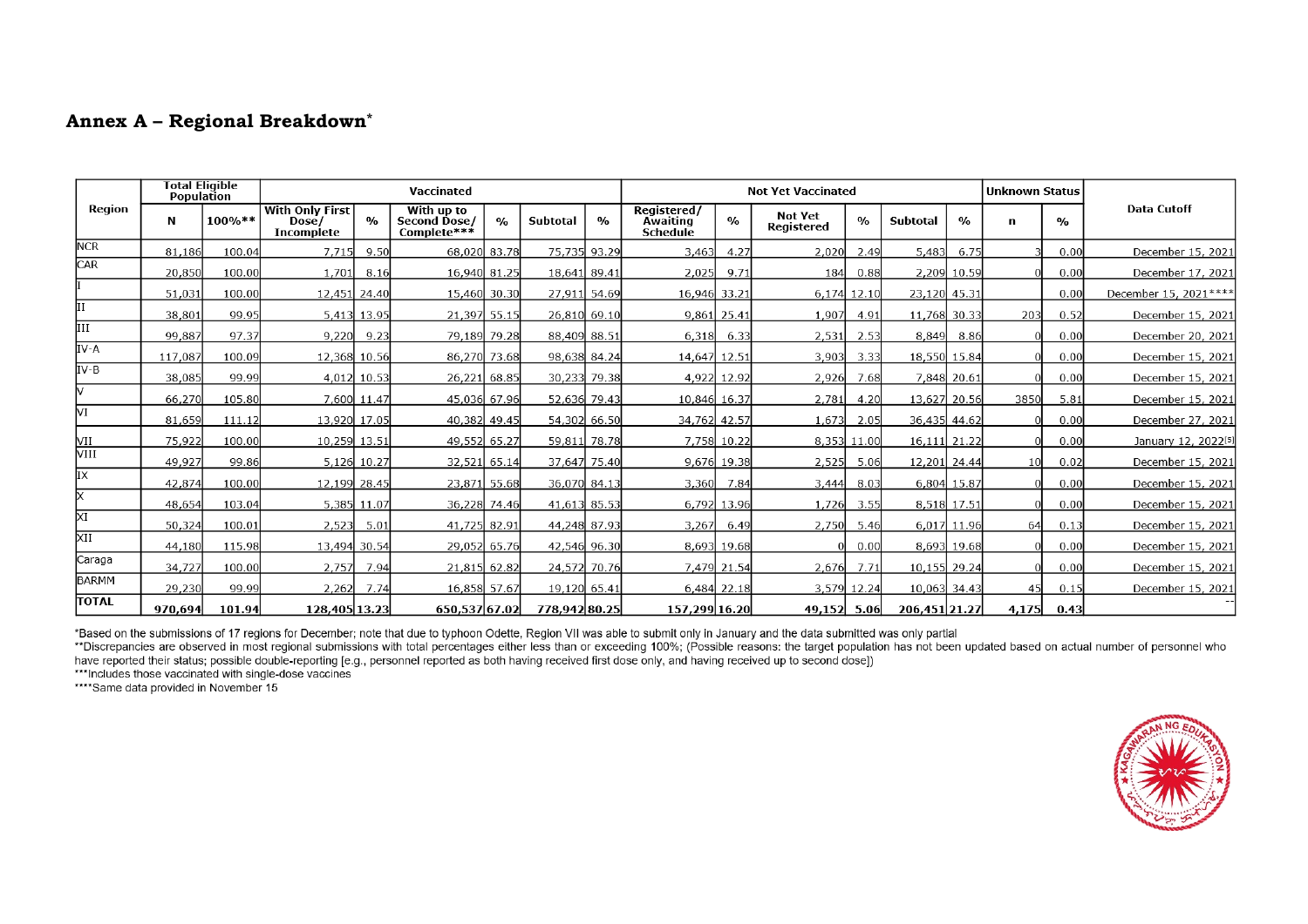## Annex A – Regional Breakdown*

| Region | Total Eligible Population | | Vaccinated | | | | | | Not Yet Vaccinated | | | | | | Unknown Status | | Data Cutoff |
|---|---|---|---|---|---|---|---|---|---|---|---|---|---|---|---|---|---|
| | N | 100%** | With Only First Dose/ Incomplete | % | With up to Second Dose/ Complete*** | % | Subtotal | % | Registered/ Awaiting Schedule | % | Not Yet Registered | % | Subtotal | % | n | % | |
| NCR | 81,186 | 100.04 | 7,715 | 9.50 | 68,020 | 83.78 | 75,735 | 93.29 | 3,463 | 4.27 | 2,020 | 2.49 | 5,483 | 6.75 | 3 | 0.00 | December 15, 2021 |
| CAR | 20,850 | 100.00 | 1,701 | 8.16 | 16,940 | 81.25 | 18,641 | 89.41 | 2,025 | 9.71 | 184 | 0.88 | 2,209 | 10.59 | 0 | 0.00 | December 17, 2021 |
| I | 51,031 | 100.00 | 12,451 | 24.40 | 15,460 | 30.30 | 27,911 | 54.69 | 16,946 | 33.21 | 6,174 | 12.10 | 23,120 | 45.31 | | 0.00 | December 15, 2021**** |
| II | 38,801 | 99.95 | 5,413 | 13.95 | 21,397 | 55.15 | 26,810 | 69.10 | 9,861 | 25.41 | 1,907 | 4.91 | 11,768 | 30.33 | 203 | 0.52 | December 15, 2021 |
| III | 99,887 | 97.37 | 9,220 | 9.23 | 79,189 | 79.28 | 88,409 | 88.51 | 6,318 | 6.33 | 2,531 | 2.53 | 8,849 | 8.86 | 0 | 0.00 | December 20, 2021 |
| IV-A | 117,087 | 100.09 | 12,368 | 10.56 | 86,270 | 73.68 | 98,638 | 84.24 | 14,647 | 12.51 | 3,903 | 3.33 | 18,550 | 15.84 | 0 | 0.00 | December 15, 2021 |
| IV-B | 38,085 | 99.99 | 4,012 | 10.53 | 26,221 | 68.85 | 30,233 | 79.38 | 4,922 | 12.92 | 2,926 | 7.68 | 7,848 | 20.61 | 0 | 0.00 | December 15, 2021 |
| V | 66,270 | 105.80 | 7,600 | 11.47 | 45,036 | 67.96 | 52,636 | 79.43 | 10,846 | 16.37 | 2,781 | 4.20 | 13,627 | 20.56 | 3850 | 5.81 | December 15, 2021 |
| VI | 81,659 | 111.12 | 13,920 | 17.05 | 40,382 | 49.45 | 54,302 | 66.50 | 34,762 | 42.57 | 1,673 | 2.05 | 36,435 | 44.62 | 0 | 0.00 | December 27, 2021 |
| VII | 75,922 | 100.00 | 10,259 | 13.51 | 49,552 | 65.27 | 59,811 | 78.78 | 7,758 | 10.22 | 8,353 | 11.00 | 16,111 | 21.22 | 0 | 0.00 | January 12, 2022[5] |
| VIII | 49,927 | 99.86 | 5,126 | 10.27 | 32,521 | 65.14 | 37,647 | 75.40 | 9,676 | 19.38 | 2,525 | 5.06 | 12,201 | 24.44 | 10 | 0.02 | December 15, 2021 |
| IX | 42,874 | 100.00 | 12,199 | 28.45 | 23,871 | 55.68 | 36,070 | 84.13 | 3,360 | 7.84 | 3,444 | 8.03 | 6,804 | 15.87 | 0 | 0.00 | December 15, 2021 |
| X | 48,654 | 103.04 | 5,385 | 11.07 | 36,228 | 74.46 | 41,613 | 85.53 | 6,792 | 13.96 | 1,726 | 3.55 | 8,518 | 17.51 | 0 | 0.00 | December 15, 2021 |
| XI | 50,324 | 100.01 | 2,523 | 5.01 | 41,725 | 82.91 | 44,248 | 87.93 | 3,267 | 6.49 | 2,750 | 5.46 | 6,017 | 11.96 | 64 | 0.13 | December 15, 2021 |
| XII | 44,180 | 115.98 | 13,494 | 30.54 | 29,052 | 65.76 | 42,546 | 96.30 | 8,693 | 19.68 | 0 | 0.00 | 8,693 | 19.68 | 0 | 0.00 | December 15, 2021 |
| Caraga | 34,727 | 100.00 | 2,757 | 7.94 | 21,815 | 62.82 | 24,572 | 70.76 | 7,479 | 21.54 | 2,676 | 7.71 | 10,155 | 29.24 | 0 | 0.00 | December 15, 2021 |
| BARMM | 29,230 | 99.99 | 2,262 | 7.74 | 16,858 | 57.67 | 19,120 | 65.41 | 6,484 | 22.18 | 3,579 | 12.24 | 10,063 | 34.43 | 45 | 0.15 | December 15, 2021 |
| **TOTAL** | **970,694** | **101.94** | **128,405** | **13.23** | **650,537** | **67.02** | **778,942** | **80.25** | **157,299** | **16.20** | **49,152** | **5.06** | **206,451** | **21.27** | **4,175** | **0.43** | -- |

*Based on the submissions of 17 regions for December; note that due to typhoon Odette, Region VII was able to submit only in January and the data submitted was only partial

**Discrepancies are observed in most regional submissions with total percentages either less than or exceeding 100%; (Possible reasons: the target population has not been updated based on actual number of personnel who have reported their status; possible double-reporting [e.g., personnel reported as both having received first dose only, and having received up to second dose])

***Includes those vaccinated with single-dose vaccines

****Same data provided in November 15